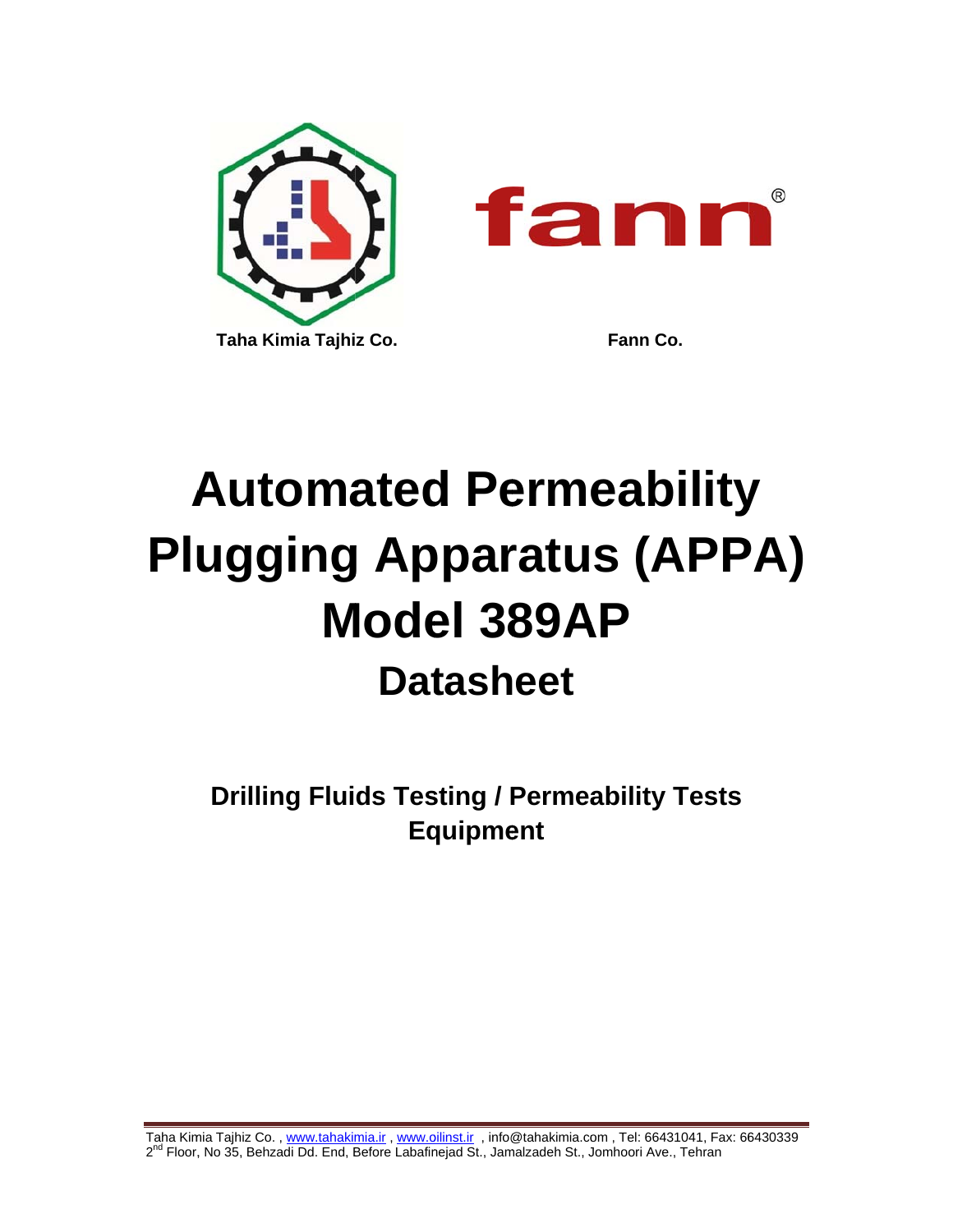Taha Kimia Tajhiz Co.

Fann Co.

# Automated Permeability Plugging Apparatus (APPA) Model 389AP

## Datasheet

**Drilling Fluids Testing / Permeability Tests Equipment**

Taha Kimia Tajhiz Co. , www.tahakimia.ir , www.oilinst.ir , info@tahakimia.com , Tel: 66431041, Fax: 66430339
2nd Floor, No 35, Behzadi Dd. End, Before Labafinejad St., Jamalzadeh St., Jomhoori Ave., Tehran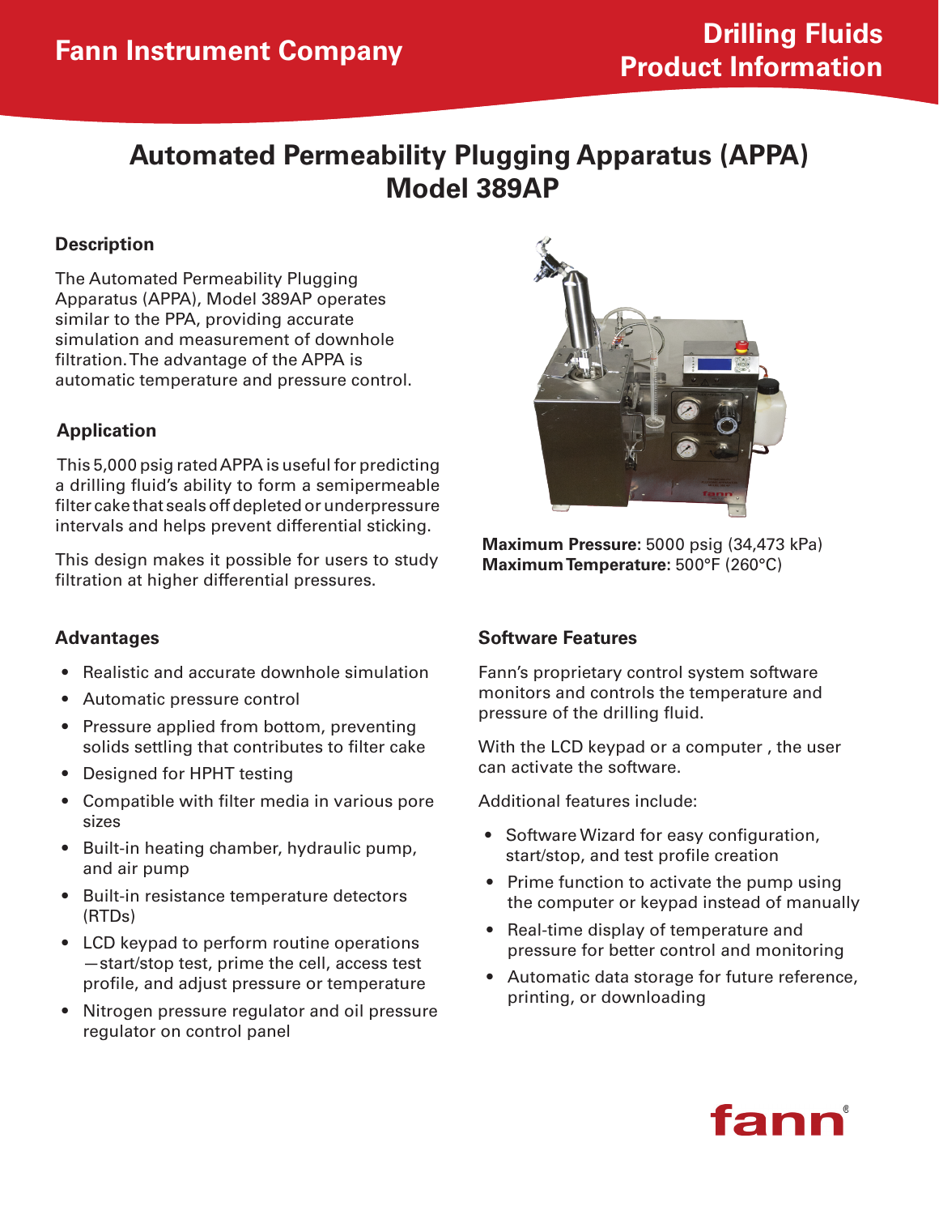Fann Instrument Company

# Drilling Fluids Product Information

# Automated Permeability Plugging Apparatus (APPA) Model 389AP

## Description

The Automated Permeability Plugging Apparatus (APPA), Model 389AP operates similar to the PPA, providing accurate simulation and measurement of downhole filtration. The advantage of the APPA is automatic temperature and pressure control.

## Application

This 5,000 psig rated APPA is useful for predicting a drilling fluid's ability to form a semipermeable filter cake that seals off depleted or underpressure intervals and helps prevent differential sticking.

This design makes it possible for users to study filtration at higher differential pressures.

**Maximum Pressure:** 5000 psig (34,473 kPa)
**Maximum Temperature:** 500°F (260°C)

## Advantages

- Realistic and accurate downhole simulation
- Automatic pressure control
- Pressure applied from bottom, preventing solids settling that contributes to filter cake
- Designed for HPHT testing
- Compatible with filter media in various pore sizes
- Built-in heating chamber, hydraulic pump, and air pump
- Built-in resistance temperature detectors (RTDs)
- LCD keypad to perform routine operations —start/stop test, prime the cell, access test profile, and adjust pressure or temperature
- Nitrogen pressure regulator and oil pressure regulator on control panel

## Software Features

Fann's proprietary control system software monitors and controls the temperature and pressure of the drilling fluid.

With the LCD keypad or a computer , the user can activate the software.

Additional features include:

- Software Wizard for easy configuration, start/stop, and test profile creation
- Prime function to activate the pump using the computer or keypad instead of manually
- Real-time display of temperature and pressure for better control and monitoring
- Automatic data storage for future reference, printing, or downloading

fann®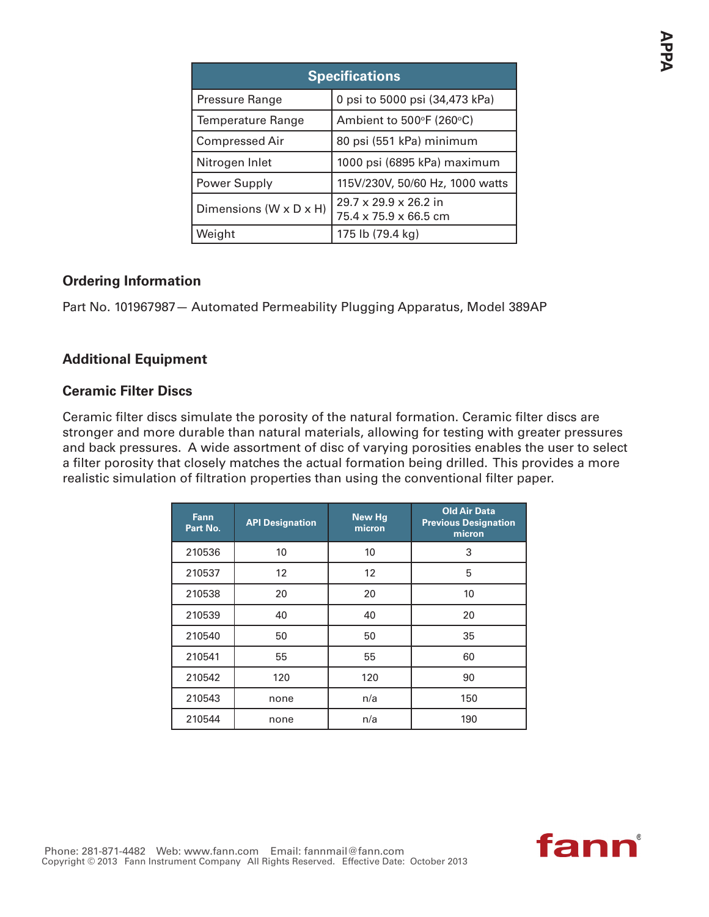| Specifications | |
|---|---|
| Pressure Range | 0 psi to 5000 psi (34,473 kPa) |
| Temperature Range | Ambient to 500°F (260°C) |
| Compressed Air | 80 psi (551 kPa) minimum |
| Nitrogen Inlet | 1000 psi (6895 kPa) maximum |
| Power Supply | 115V/230V, 50/60 Hz, 1000 watts |
| Dimensions (W x D x H) | 29.7 x 29.9 x 26.2 in<br>75.4 x 75.9 x 66.5 cm |
| Weight | 175 lb (79.4 kg) |

## Ordering Information

Part No. 101967987— Automated Permeability Plugging Apparatus, Model 389AP

## Additional Equipment

### Ceramic Filter Discs

Ceramic filter discs simulate the porosity of the natural formation. Ceramic filter discs are stronger and more durable than natural materials, allowing for testing with greater pressures and back pressures. A wide assortment of disc of varying porosities enables the user to select a filter porosity that closely matches the actual formation being drilled. This provides a more realistic simulation of filtration properties than using the conventional filter paper.

| Fann Part No. | API Designation | New Hg micron | Old Air Data Previous Designation micron |
|---|---|---|---|
| 210536 | 10 | 10 | 3 |
| 210537 | 12 | 12 | 5 |
| 210538 | 20 | 20 | 10 |
| 210539 | 40 | 40 | 20 |
| 210540 | 50 | 50 | 35 |
| 210541 | 55 | 55 | 60 |
| 210542 | 120 | 120 | 90 |
| 210543 | none | n/a | 150 |
| 210544 | none | n/a | 190 |

Phone: 281-871-4482 Web: www.fann.com Email: fannmail@fann.com
Copyright © 2013 Fann Instrument Company All Rights Reserved. Effective Date: October 2013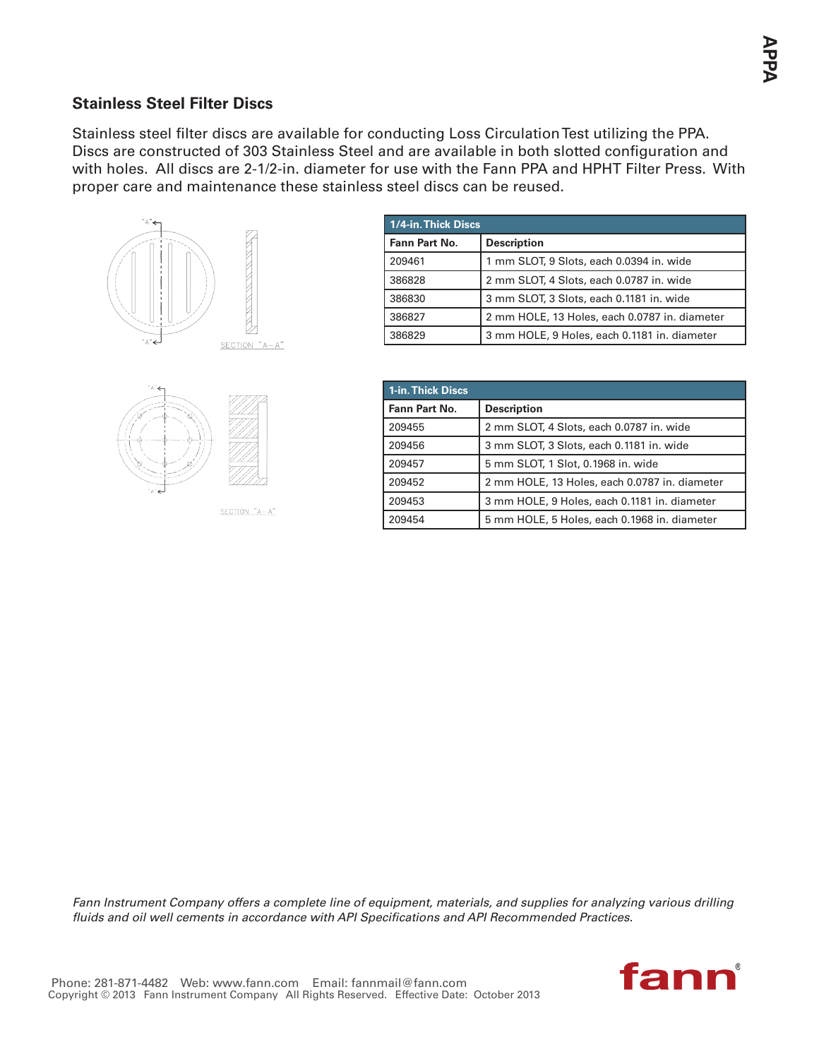## Stainless Steel Filter Discs

Stainless steel filter discs are available for conducting Loss Circulation Test utilizing the PPA. Discs are constructed of 303 Stainless Steel and are available in both slotted configuration and with holes. All discs are 2-1/2-in. diameter for use with the Fann PPA and HPHT Filter Press. With proper care and maintenance these stainless steel discs can be reused.

"A"

"A"

SECTION "A–A"

| 1/4-in. Thick Discs | |
|---|---|
| **Fann Part No.** | **Description** |
| 209461 | 1 mm SLOT, 9 Slots, each 0.0394 in. wide |
| 386828 | 2 mm SLOT, 4 Slots, each 0.0787 in. wide |
| 386830 | 3 mm SLOT, 3 Slots, each 0.1181 in. wide |
| 386827 | 2 mm HOLE, 13 Holes, each 0.0787 in. diameter |
| 386829 | 3 mm HOLE, 9 Holes, each 0.1181 in. diameter |

"A"

"A"

SECTION "A–A"

| 1-in. Thick Discs | |
|---|---|
| **Fann Part No.** | **Description** |
| 209455 | 2 mm SLOT, 4 Slots, each 0.0787 in. wide |
| 209456 | 3 mm SLOT, 3 Slots, each 0.1181 in. wide |
| 209457 | 5 mm SLOT, 1 Slot, 0.1968 in. wide |
| 209452 | 2 mm HOLE, 13 Holes, each 0.0787 in. diameter |
| 209453 | 3 mm HOLE, 9 Holes, each 0.1181 in. diameter |
| 209454 | 5 mm HOLE, 5 Holes, each 0.1968 in. diameter |

*Fann Instrument Company offers a complete line of equipment, materials, and supplies for analyzing various drilling fluids and oil well cements in accordance with API Specifications and API Recommended Practices.*

Phone: 281-871-4482 Web: www.fann.com Email: fannmail@fann.com
Copyright © 2013 Fann Instrument Company All Rights Reserved. Effective Date: October 2013